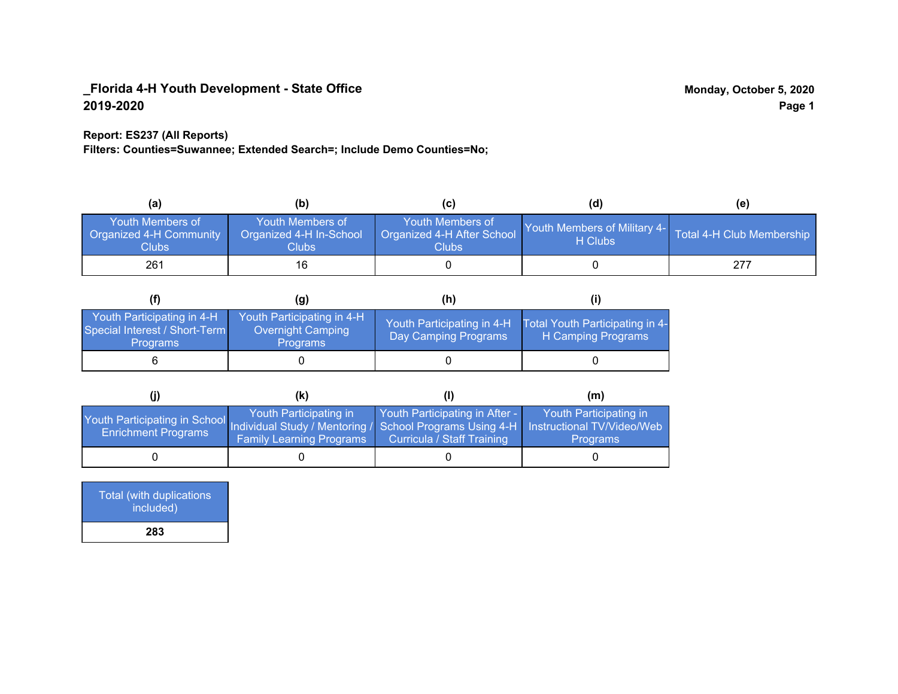## _Florida 4-H Youth Development - State Office
## 2019-2020

Monday, October 5, 2020

**Report: ES237 (All Reports)**
**Filters: Counties=Suwannee; Extended Search=; Include Demo Counties=No;**

| (a) Youth Members of Organized 4-H Community Clubs | (b) Youth Members of Organized 4-H In-School Clubs | (c) Youth Members of Organized 4-H After School Clubs | (d) Youth Members of Military 4-H Clubs | (e) Total 4-H Club Membership |
|---|---|---|---|---|
| 261 | 16 | 0 | 0 | 277 |

| (f) Youth Participating in 4-H Special Interest / Short-Term Programs | (g) Youth Participating in 4-H Overnight Camping Programs | (h) Youth Participating in 4-H Day Camping Programs | (i) Total Youth Participating in 4-H Camping Programs |
|---|---|---|---|
| 6 | 0 | 0 | 0 |

| (j) Youth Participating in School Enrichment Programs | (k) Youth Participating in Individual Study / Mentoring / Family Learning Programs | (l) Youth Participating in After - School Programs Using 4-H Curricula / Staff Training | (m) Youth Participating in Instructional TV/Video/Web Programs |
|---|---|---|---|
| 0 | 0 | 0 | 0 |

| Total (with duplications included) |
|---|
| **283** |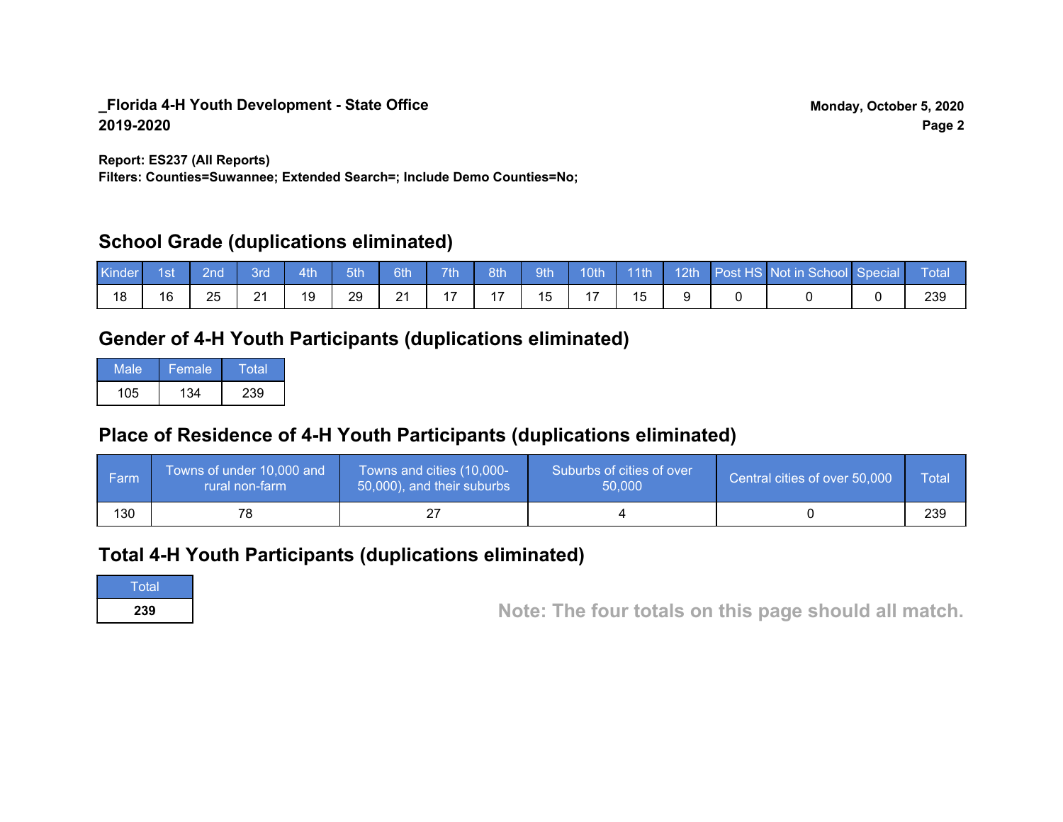**_Florida 4-H Youth Development - State Office**
**2019-2020**

**Monday, October 5, 2020**

**Report: ES237 (All Reports)**
**Filters: Counties=Suwannee; Extended Search=; Include Demo Counties=No;**

## School Grade (duplications eliminated)

| Kinder | 1st | 2nd | 3rd | 4th | 5th | 6th | 7th | 8th | 9th | 10th | 11th | 12th | Post HS | Not in School | Special | Total |
|---|---|---|---|---|---|---|---|---|---|---|---|---|---|---|---|---|
| 18 | 16 | 25 | 21 | 19 | 29 | 21 | 17 | 17 | 15 | 17 | 15 | 9 | 0 | 0 | 0 | 239 |

## Gender of 4-H Youth Participants (duplications eliminated)

| Male | Female | Total |
|---|---|---|
| 105 | 134 | 239 |

## Place of Residence of 4-H Youth Participants (duplications eliminated)

| Farm | Towns of under 10,000 and rural non-farm | Towns and cities (10,000-50,000), and their suburbs | Suburbs of cities of over 50,000 | Central cities of over 50,000 | Total |
|---|---|---|---|---|---|
| 130 | 78 | 27 | 4 | 0 | 239 |

## Total 4-H Youth Participants (duplications eliminated)

| Total |
|---|
| **239** |

**Note: The four totals on this page should all match.**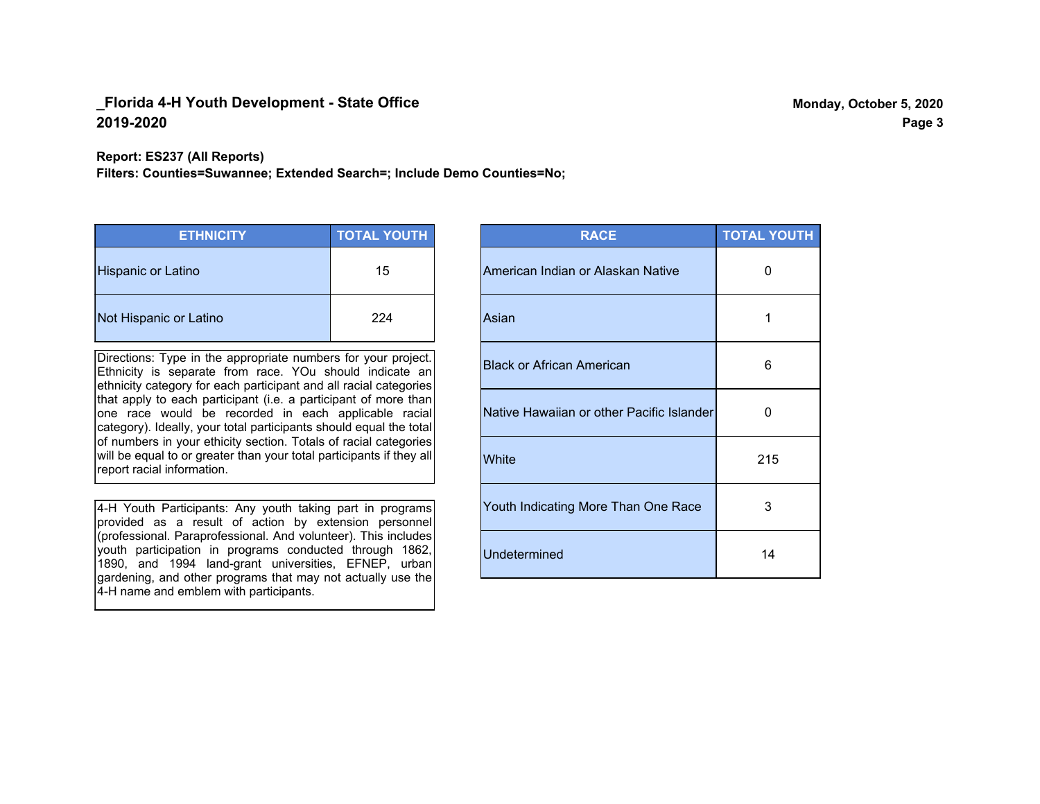**_Florida 4-H Youth Development - State Office**
**2019-2020**

**Report: ES237 (All Reports)**
**Filters: Counties=Suwannee; Extended Search=; Include Demo Counties=No;**

| ETHNICITY | TOTAL YOUTH |
|---|---|
| Hispanic or Latino | 15 |
| Not Hispanic or Latino | 224 |

Directions: Type in the appropriate numbers for your project. Ethnicity is separate from race. YOu should indicate an ethnicity category for each participant and all racial categories that apply to each participant (i.e. a participant of more than one race would be recorded in each applicable racial category). Ideally, your total participants should equal the total of numbers in your ethicity section. Totals of racial categories will be equal to or greater than your total participants if they all report racial information.

4-H Youth Participants: Any youth taking part in programs provided as a result of action by extension personnel (professional. Paraprofessional. And volunteer). This includes youth participation in programs conducted through 1862, 1890, and 1994 land-grant universities, EFNEP, urban gardening, and other programs that may not actually use the 4-H name and emblem with participants.

| RACE | TOTAL YOUTH |
|---|---|
| American Indian or Alaskan Native | 0 |
| Asian | 1 |
| Black or African American | 6 |
| Native Hawaiian or other Pacific Islander | 0 |
| White | 215 |
| Youth Indicating More Than One Race | 3 |
| Undetermined | 14 |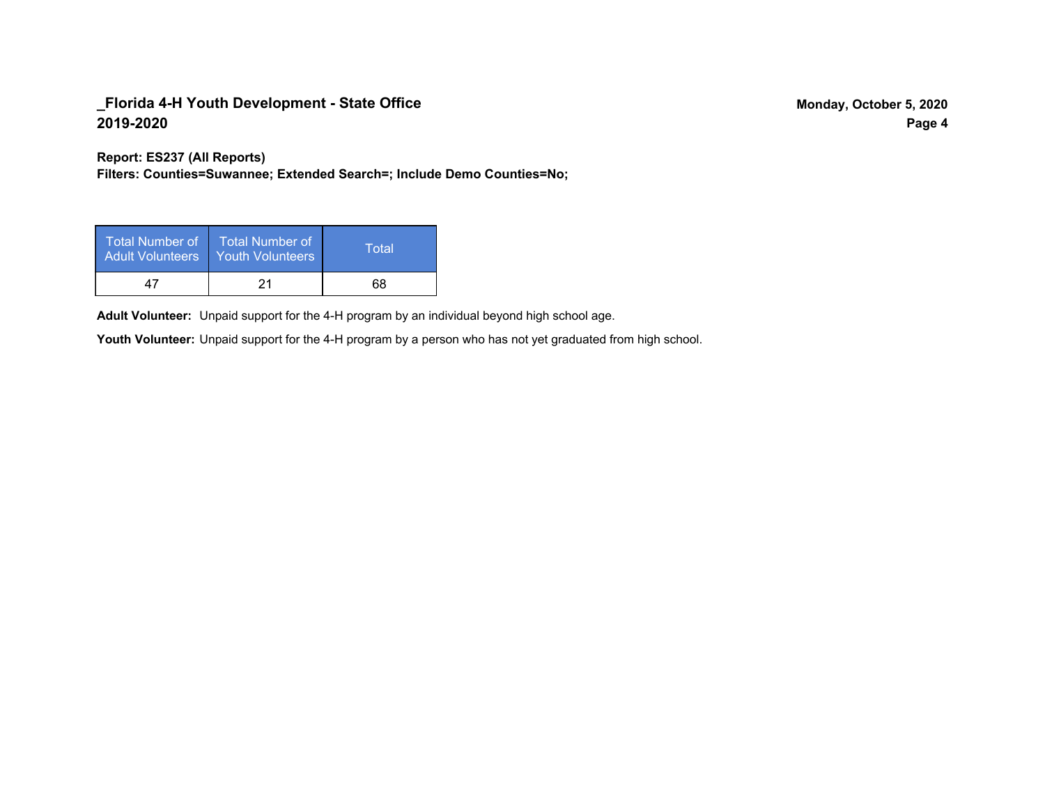## _Florida 4-H Youth Development - State Office
## 2019-2020

**Report: ES237 (All Reports)**
**Filters: Counties=Suwannee; Extended Search=; Include Demo Counties=No;**

| Total Number of Adult Volunteers | Total Number of Youth Volunteers | Total |
|---|---|---|
| 47 | 21 | 68 |

**Adult Volunteer:** Unpaid support for the 4-H program by an individual beyond high school age.

**Youth Volunteer:** Unpaid support for the 4-H program by a person who has not yet graduated from high school.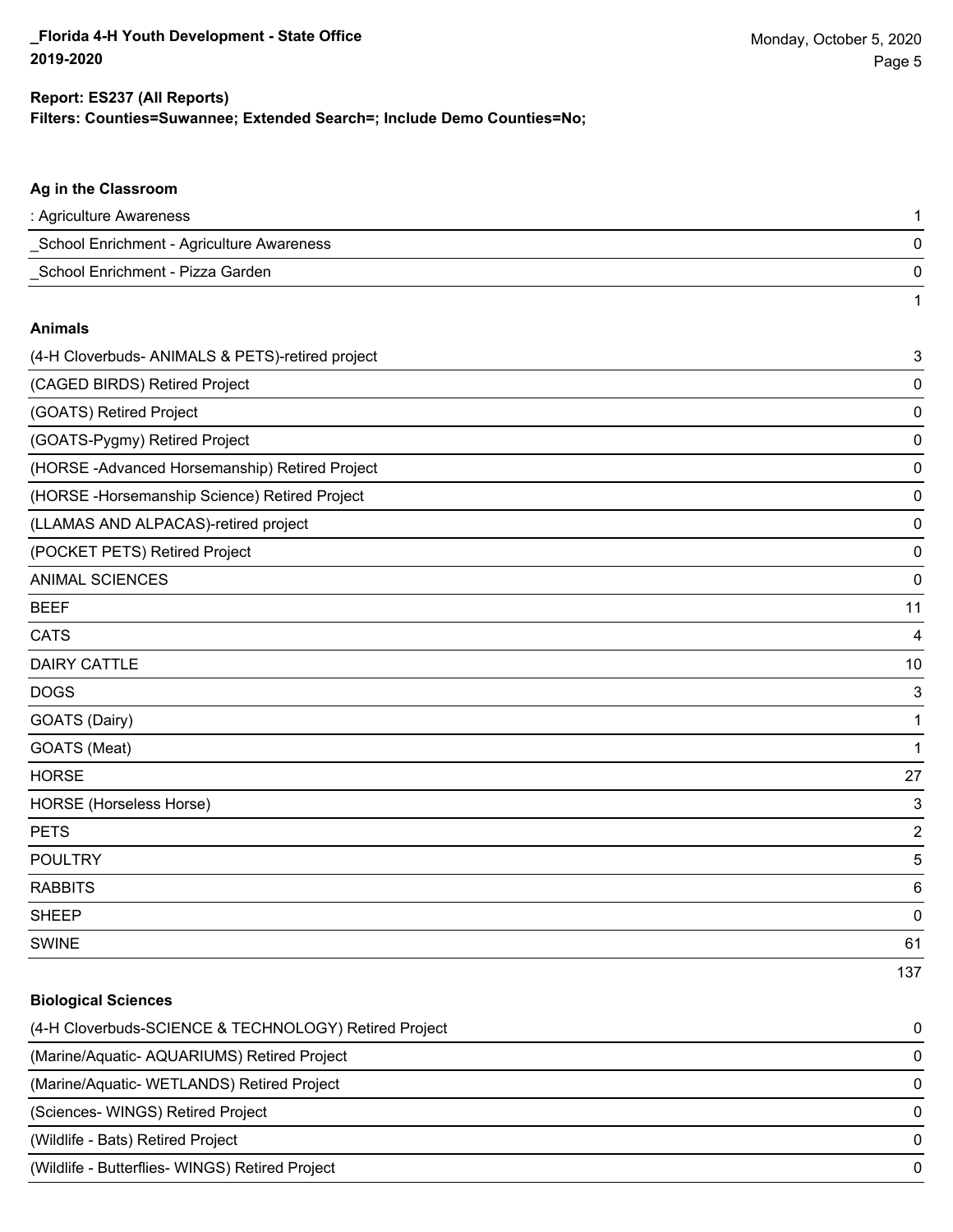**Report: ES237 (All Reports)**
**Filters: Counties=Suwannee; Extended Search=; Include Demo Counties=No;**

### Ag in the Classroom

| | |
|---|---|
| : Agriculture Awareness | 1 |
| _School Enrichment - Agriculture Awareness | 0 |
| _School Enrichment - Pizza Garden | 0 |
| | 1 |

### Animals

| | |
|---|---|
| (4-H Cloverbuds- ANIMALS & PETS)-retired project | 3 |
| (CAGED BIRDS) Retired Project | 0 |
| (GOATS) Retired Project | 0 |
| (GOATS-Pygmy) Retired Project | 0 |
| (HORSE -Advanced Horsemanship) Retired Project | 0 |
| (HORSE -Horsemanship Science) Retired Project | 0 |
| (LLAMAS AND ALPACAS)-retired project | 0 |
| (POCKET PETS) Retired Project | 0 |
| ANIMAL SCIENCES | 0 |
| BEEF | 11 |
| CATS | 4 |
| DAIRY CATTLE | 10 |
| DOGS | 3 |
| GOATS (Dairy) | 1 |
| GOATS (Meat) | 1 |
| HORSE | 27 |
| HORSE (Horseless Horse) | 3 |
| PETS | 2 |
| POULTRY | 5 |
| RABBITS | 6 |
| SHEEP | 0 |
| SWINE | 61 |
| | 137 |

### Biological Sciences

| | |
|---|---|
| (4-H Cloverbuds-SCIENCE & TECHNOLOGY) Retired Project | 0 |
| (Marine/Aquatic- AQUARIUMS) Retired Project | 0 |
| (Marine/Aquatic- WETLANDS) Retired Project | 0 |
| (Sciences- WINGS) Retired Project | 0 |
| (Wildlife - Bats) Retired Project | 0 |
| (Wildlife - Butterflies- WINGS) Retired Project | 0 |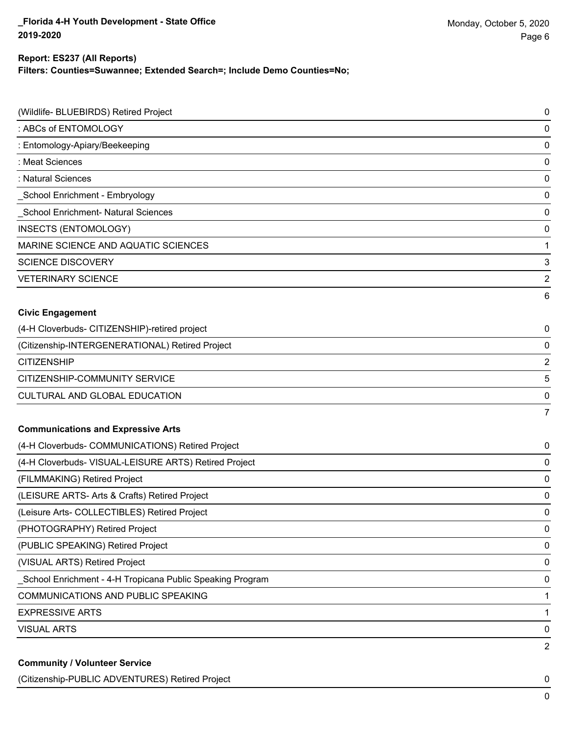| | |
|---|---|
| (Wildlife- BLUEBIRDS) Retired Project | 0 |
| : ABCs of ENTOMOLOGY | 0 |
| : Entomology-Apiary/Beekeeping | 0 |
| : Meat Sciences | 0 |
| : Natural Sciences | 0 |
| _School Enrichment - Embryology | 0 |
| _School Enrichment- Natural Sciences | 0 |
| INSECTS (ENTOMOLOGY) | 0 |
| MARINE SCIENCE AND AQUATIC SCIENCES | 1 |
| SCIENCE DISCOVERY | 3 |
| VETERINARY SCIENCE | 2 |
| | 6 |

**Civic Engagement**

| | |
|---|---|
| (4-H Cloverbuds- CITIZENSHIP)-retired project | 0 |
| (Citizenship-INTERGENERATIONAL) Retired Project | 0 |
| CITIZENSHIP | 2 |
| CITIZENSHIP-COMMUNITY SERVICE | 5 |
| CULTURAL AND GLOBAL EDUCATION | 0 |
| | 7 |

**Communications and Expressive Arts**

| | |
|---|---|
| (4-H Cloverbuds- COMMUNICATIONS) Retired Project | 0 |
| (4-H Cloverbuds- VISUAL-LEISURE ARTS) Retired Project | 0 |
| (FILMMAKING) Retired Project | 0 |
| (LEISURE ARTS- Arts & Crafts) Retired Project | 0 |
| (Leisure Arts- COLLECTIBLES) Retired Project | 0 |
| (PHOTOGRAPHY) Retired Project | 0 |
| (PUBLIC SPEAKING) Retired Project | 0 |
| (VISUAL ARTS) Retired Project | 0 |
| _School Enrichment - 4-H Tropicana Public Speaking Program | 0 |
| COMMUNICATIONS AND PUBLIC SPEAKING | 1 |
| EXPRESSIVE ARTS | 1 |
| VISUAL ARTS | 0 |
| | 2 |

**Community / Volunteer Service**

| | |
|---|---|
| (Citizenship-PUBLIC ADVENTURES) Retired Project | 0 |
| | 0 |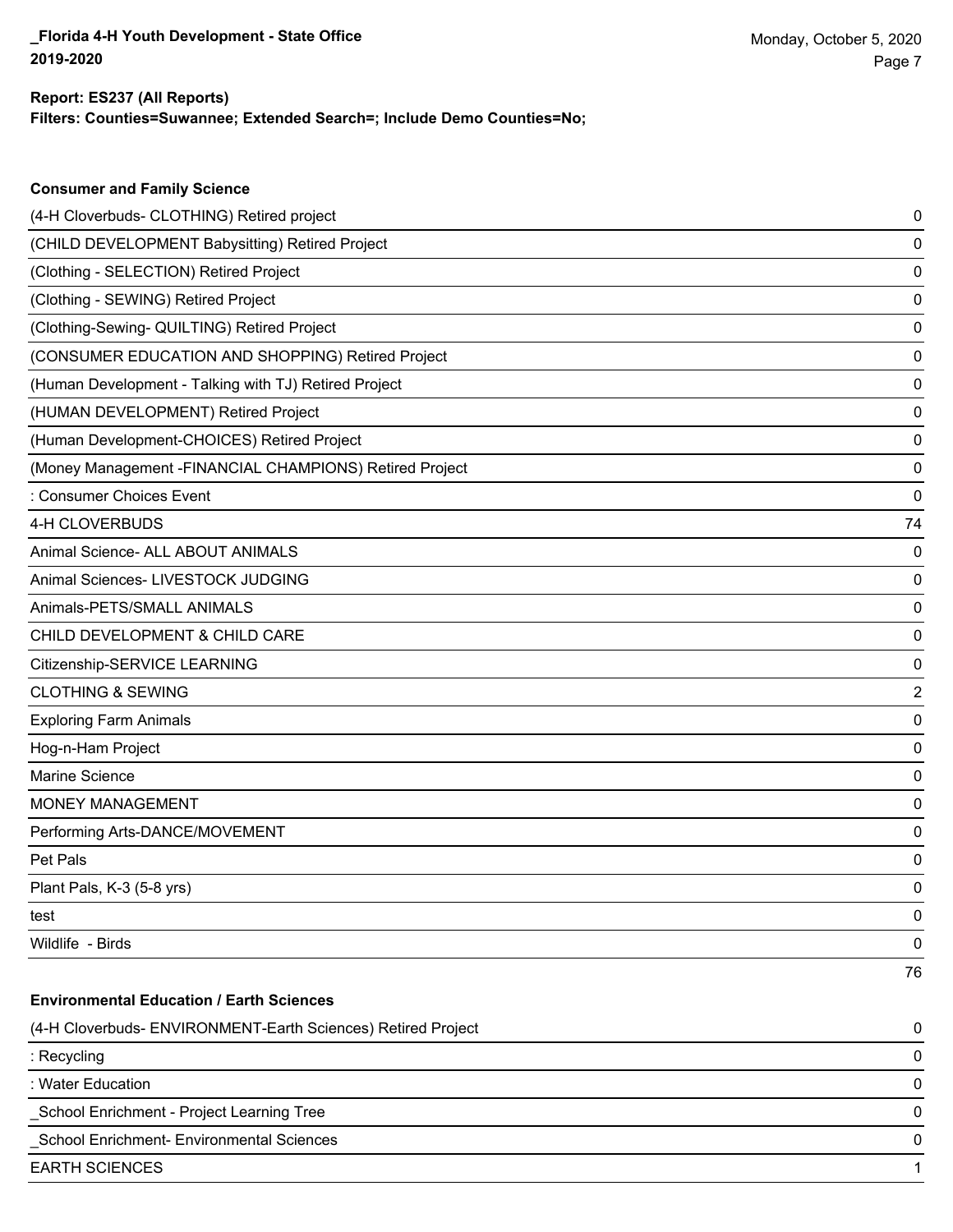**Report: ES237 (All Reports)**
**Filters: Counties=Suwannee; Extended Search=; Include Demo Counties=No;**

### Consumer and Family Science

| Project | Count |
|---|---|
| (4-H Cloverbuds- CLOTHING) Retired project | 0 |
| (CHILD DEVELOPMENT Babysitting) Retired Project | 0 |
| (Clothing - SELECTION) Retired Project | 0 |
| (Clothing - SEWING) Retired Project | 0 |
| (Clothing-Sewing- QUILTING) Retired Project | 0 |
| (CONSUMER EDUCATION AND SHOPPING) Retired Project | 0 |
| (Human Development - Talking with TJ) Retired Project | 0 |
| (HUMAN DEVELOPMENT) Retired Project | 0 |
| (Human Development-CHOICES) Retired Project | 0 |
| (Money Management -FINANCIAL CHAMPIONS) Retired Project | 0 |
| : Consumer Choices Event | 0 |
| 4-H CLOVERBUDS | 74 |
| Animal Science- ALL ABOUT ANIMALS | 0 |
| Animal Sciences- LIVESTOCK JUDGING | 0 |
| Animals-PETS/SMALL ANIMALS | 0 |
| CHILD DEVELOPMENT & CHILD CARE | 0 |
| Citizenship-SERVICE LEARNING | 0 |
| CLOTHING & SEWING | 2 |
| Exploring Farm Animals | 0 |
| Hog-n-Ham Project | 0 |
| Marine Science | 0 |
| MONEY MANAGEMENT | 0 |
| Performing Arts-DANCE/MOVEMENT | 0 |
| Pet Pals | 0 |
| Plant Pals, K-3 (5-8 yrs) | 0 |
| test | 0 |
| Wildlife - Birds | 0 |
| | 76 |

### Environmental Education / Earth Sciences

| Project | Count |
|---|---|
| (4-H Cloverbuds- ENVIRONMENT-Earth Sciences) Retired Project | 0 |
| : Recycling | 0 |
| : Water Education | 0 |
| _School Enrichment - Project Learning Tree | 0 |
| _School Enrichment- Environmental Sciences | 0 |
| EARTH SCIENCES | 1 |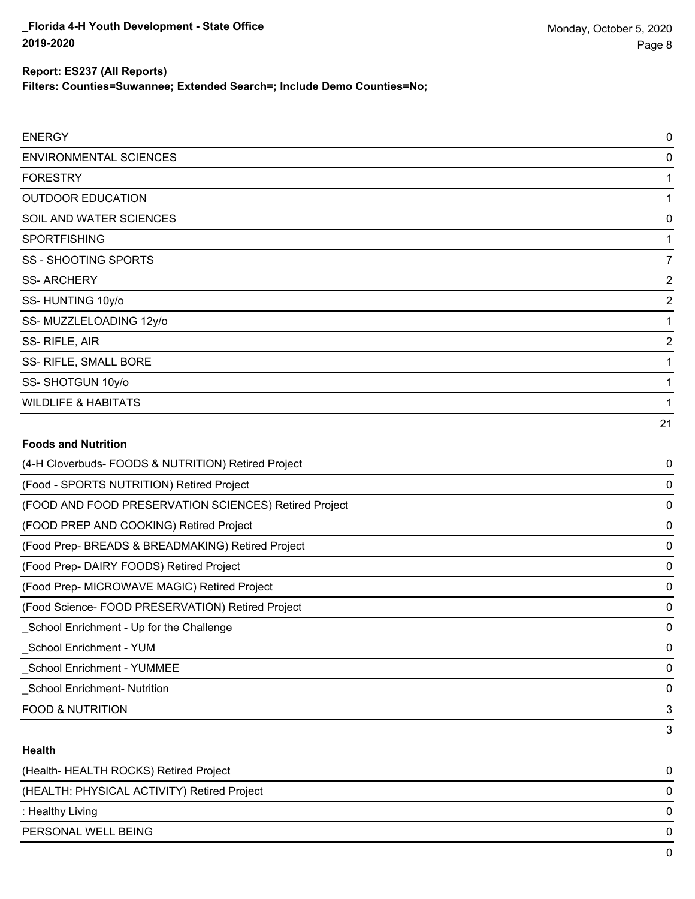**Report: ES237 (All Reports)**
**Filters: Counties=Suwannee; Extended Search=; Include Demo Counties=No;**

| | |
|---|---|
| ENERGY | 0 |
| ENVIRONMENTAL SCIENCES | 0 |
| FORESTRY | 1 |
| OUTDOOR EDUCATION | 1 |
| SOIL AND WATER SCIENCES | 0 |
| SPORTFISHING | 1 |
| SS - SHOOTING SPORTS | 7 |
| SS- ARCHERY | 2 |
| SS- HUNTING 10y/o | 2 |
| SS- MUZZLELOADING 12y/o | 1 |
| SS- RIFLE, AIR | 2 |
| SS- RIFLE, SMALL BORE | 1 |
| SS- SHOTGUN 10y/o | 1 |
| WILDLIFE & HABITATS | 1 |
| | 21 |

**Foods and Nutrition**

| | |
|---|---|
| (4-H Cloverbuds- FOODS & NUTRITION) Retired Project | 0 |
| (Food - SPORTS NUTRITION) Retired Project | 0 |
| (FOOD AND FOOD PRESERVATION SCIENCES) Retired Project | 0 |
| (FOOD PREP AND COOKING) Retired Project | 0 |
| (Food Prep- BREADS & BREADMAKING) Retired Project | 0 |
| (Food Prep- DAIRY FOODS) Retired Project | 0 |
| (Food Prep- MICROWAVE MAGIC) Retired Project | 0 |
| (Food Science- FOOD PRESERVATION) Retired Project | 0 |
| _School Enrichment - Up for the Challenge | 0 |
| _School Enrichment - YUM | 0 |
| _School Enrichment - YUMMEE | 0 |
| _School Enrichment- Nutrition | 0 |
| FOOD & NUTRITION | 3 |
| | 3 |

**Health**

| | |
|---|---|
| (Health- HEALTH ROCKS) Retired Project | 0 |
| (HEALTH: PHYSICAL ACTIVITY) Retired Project | 0 |
| : Healthy Living | 0 |
| PERSONAL WELL BEING | 0 |
| | 0 |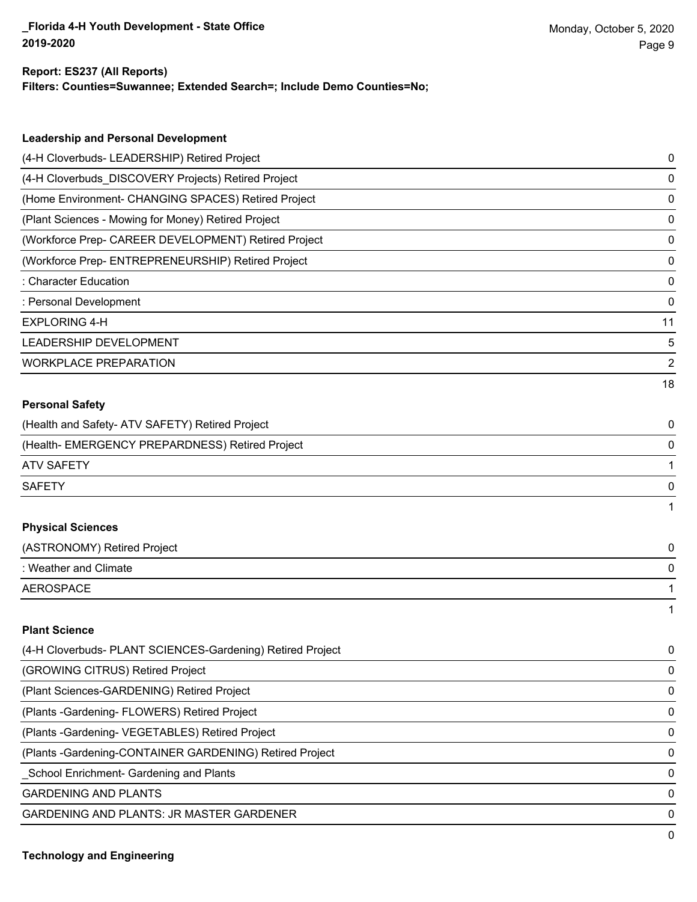**Report: ES237 (All Reports)**
**Filters: Counties=Suwannee; Extended Search=; Include Demo Counties=No;**

### Leadership and Personal Development

| | |
|---|---|
| (4-H Cloverbuds- LEADERSHIP) Retired Project | 0 |
| (4-H Cloverbuds_DISCOVERY Projects) Retired Project | 0 |
| (Home Environment- CHANGING SPACES) Retired Project | 0 |
| (Plant Sciences - Mowing for Money) Retired Project | 0 |
| (Workforce Prep- CAREER DEVELOPMENT) Retired Project | 0 |
| (Workforce Prep- ENTREPRENEURSHIP) Retired Project | 0 |
| : Character Education | 0 |
| : Personal Development | 0 |
| EXPLORING 4-H | 11 |
| LEADERSHIP DEVELOPMENT | 5 |
| WORKPLACE PREPARATION | 2 |
| | 18 |

### Personal Safety

| | |
|---|---|
| (Health and Safety- ATV SAFETY) Retired Project | 0 |
| (Health- EMERGENCY PREPARDNESS) Retired Project | 0 |
| ATV SAFETY | 1 |
| SAFETY | 0 |
| | 1 |

### Physical Sciences

| | |
|---|---|
| (ASTRONOMY) Retired Project | 0 |
| : Weather and Climate | 0 |
| AEROSPACE | 1 |
| | 1 |

### Plant Science

| | |
|---|---|
| (4-H Cloverbuds- PLANT SCIENCES-Gardening) Retired Project | 0 |
| (GROWING CITRUS) Retired Project | 0 |
| (Plant Sciences-GARDENING) Retired Project | 0 |
| (Plants -Gardening- FLOWERS) Retired Project | 0 |
| (Plants -Gardening- VEGETABLES) Retired Project | 0 |
| (Plants -Gardening-CONTAINER GARDENING) Retired Project | 0 |
| _School Enrichment- Gardening and Plants | 0 |
| GARDENING AND PLANTS | 0 |
| GARDENING AND PLANTS: JR MASTER GARDENER | 0 |
| | 0 |

### Technology and Engineering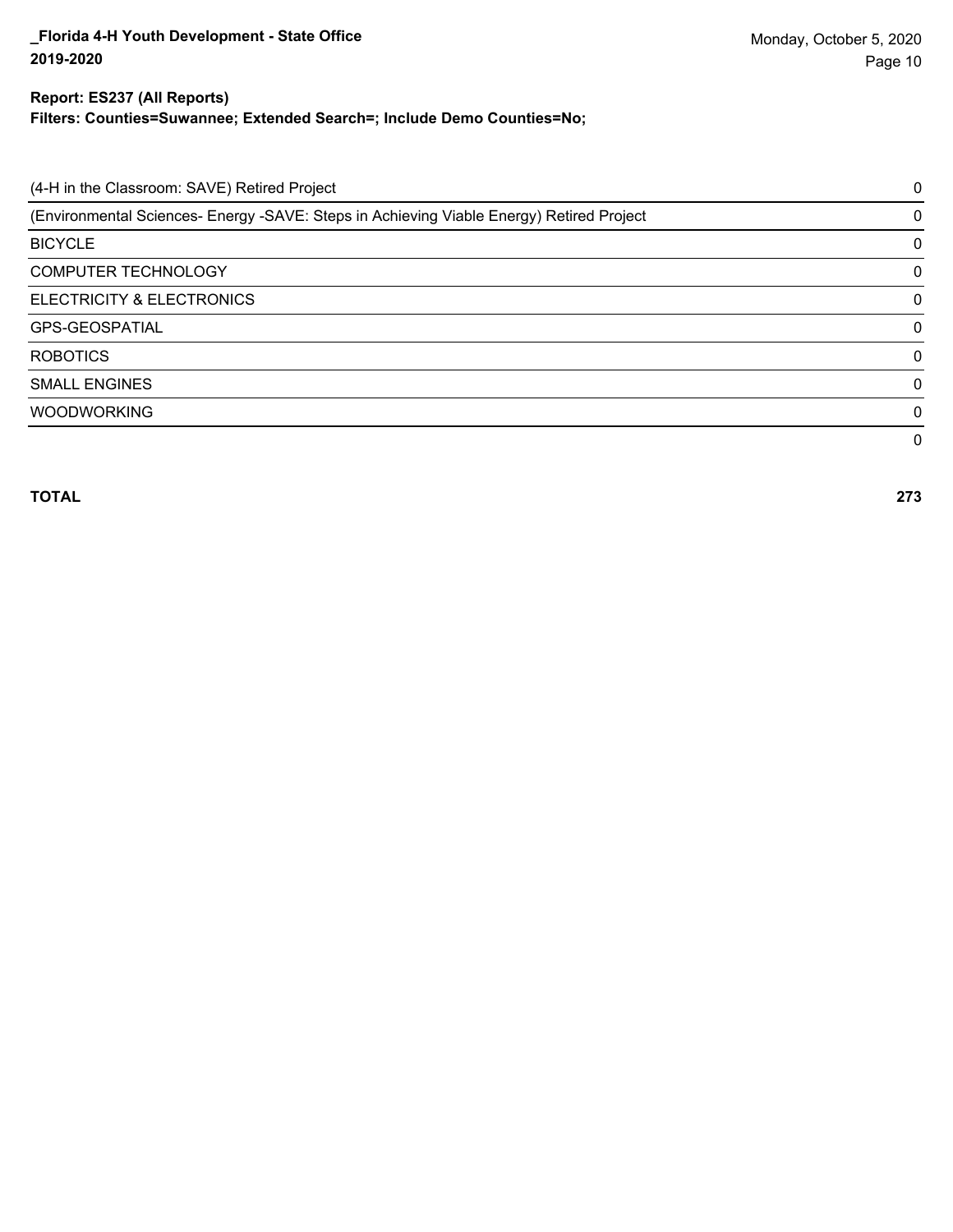**Report: ES237 (All Reports)**
**Filters: Counties=Suwannee; Extended Search=; Include Demo Counties=No;**

| | |
|---|---|
| (4-H in the Classroom: SAVE) Retired Project | 0 |
| (Environmental Sciences- Energy -SAVE: Steps in Achieving Viable Energy) Retired Project | 0 |
| BICYCLE | 0 |
| COMPUTER TECHNOLOGY | 0 |
| ELECTRICITY & ELECTRONICS | 0 |
| GPS-GEOSPATIAL | 0 |
| ROBOTICS | 0 |
| SMALL ENGINES | 0 |
| WOODWORKING | 0 |
| | 0 |

| | |
|---|---|
| **TOTAL** | **273** |